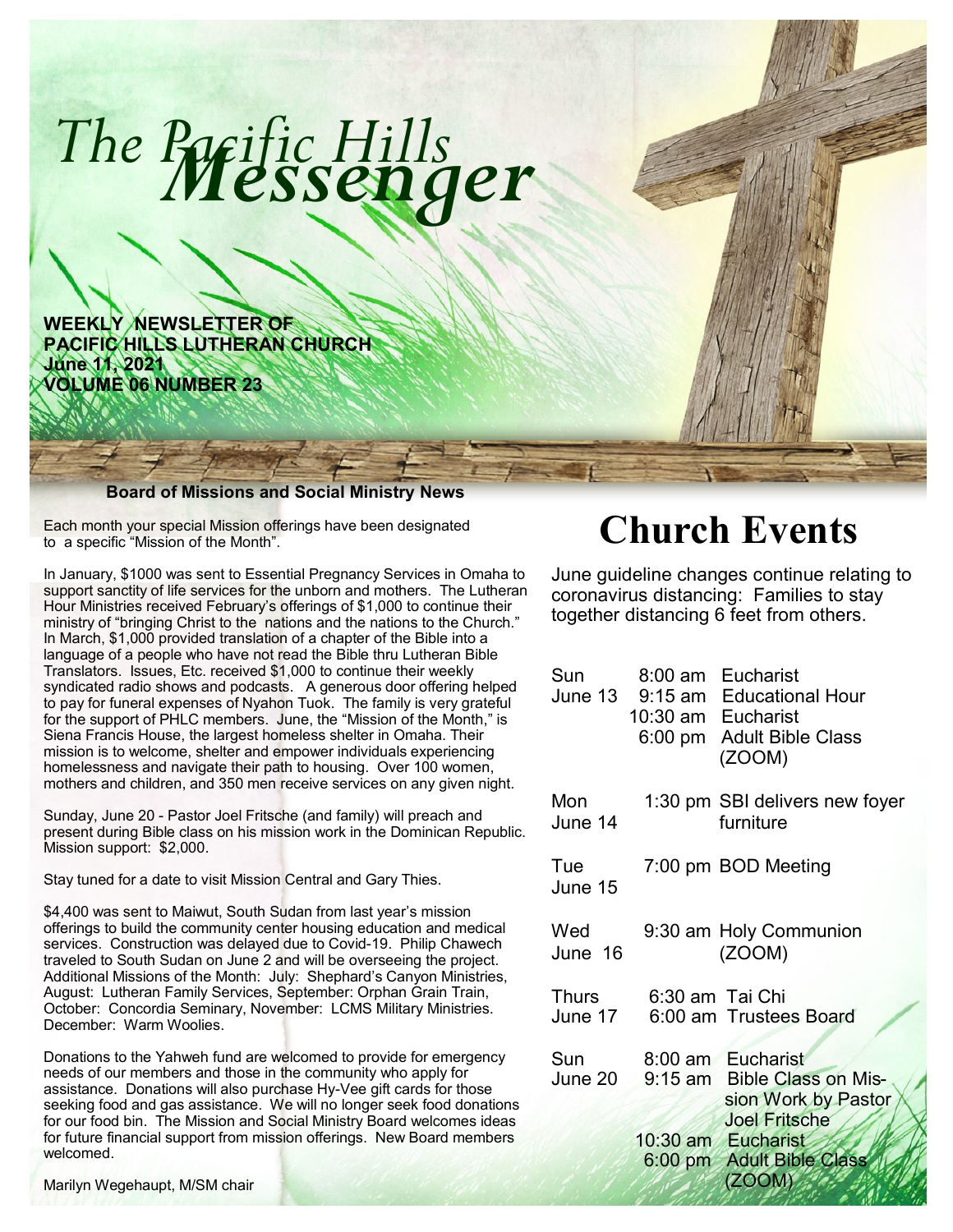# The Pacific Hills Messenger

**WEEKLY NEWSLETTER OF PACIFIC HILLS LUTHERAN CHURCH**
**June 11, 2021**
**VOLUME 06 NUMBER 23**

### Board of Missions and Social Ministry News

Each month your special Mission offerings have been designated to a specific "Mission of the Month".

In January, $1000 was sent to Essential Pregnancy Services in Omaha to support sanctity of life services for the unborn and mothers. The Lutheran Hour Ministries received February's offerings of $1,000 to continue their ministry of "bringing Christ to the nations and the nations to the Church." In March, $1,000 provided translation of a chapter of the Bible into a language of a people who have not read the Bible thru Lutheran Bible Translators. Issues, Etc. received $1,000 to continue their weekly syndicated radio shows and podcasts. A generous door offering helped to pay for funeral expenses of Nyahon Tuok. The family is very grateful for the support of PHLC members. June, the "Mission of the Month," is Siena Francis House, the largest homeless shelter in Omaha. Their mission is to welcome, shelter and empower individuals experiencing homelessness and navigate their path to housing. Over 100 women, mothers and children, and 350 men receive services on any given night.

Sunday, June 20 - Pastor Joel Fritsche (and family) will preach and present during Bible class on his mission work in the Dominican Republic. Mission support: $2,000.

Stay tuned for a date to visit Mission Central and Gary Thies.

$4,400 was sent to Maiwut, South Sudan from last year's mission offerings to build the community center housing education and medical services. Construction was delayed due to Covid-19. Philip Chawech traveled to South Sudan on June 2 and will be overseeing the project. Additional Missions of the Month: July: Shephard's Canyon Ministries, August: Lutheran Family Services, September: Orphan Grain Train, October: Concordia Seminary, November: LCMS Military Ministries. December: Warm Woolies.

Donations to the Yahweh fund are welcomed to provide for emergency needs of our members and those in the community who apply for assistance. Donations will also purchase Hy-Vee gift cards for those seeking food and gas assistance. We will no longer seek food donations for our food bin. The Mission and Social Ministry Board welcomes ideas for future financial support from mission offerings. New Board members welcomed.

Marilyn Wegehaupt, M/SM chair

# Church Events

June guideline changes continue relating to coronavirus distancing: Families to stay together distancing 6 feet from others.

| Day | Time | Event |
|---|---|---|
| Sun June 13 | 8:00 am | Eucharist |
| | 9:15 am | Educational Hour |
| | 10:30 am | Eucharist |
| | 6:00 pm | Adult Bible Class (ZOOM) |
| Mon June 14 | 1:30 pm | SBI delivers new foyer furniture |
| Tue June 15 | 7:00 pm | BOD Meeting |
| Wed June 16 | 9:30 am | Holy Communion (ZOOM) |
| Thurs June 17 | 6:30 am | Tai Chi |
| | 6:00 am | Trustees Board |
| Sun June 20 | 8:00 am | Eucharist |
| | 9:15 am | Bible Class on Mission Work by Pastor Joel Fritsche |
| | 10:30 am | Eucharist |
| | 6:00 pm | Adult Bible Class (ZOOM) |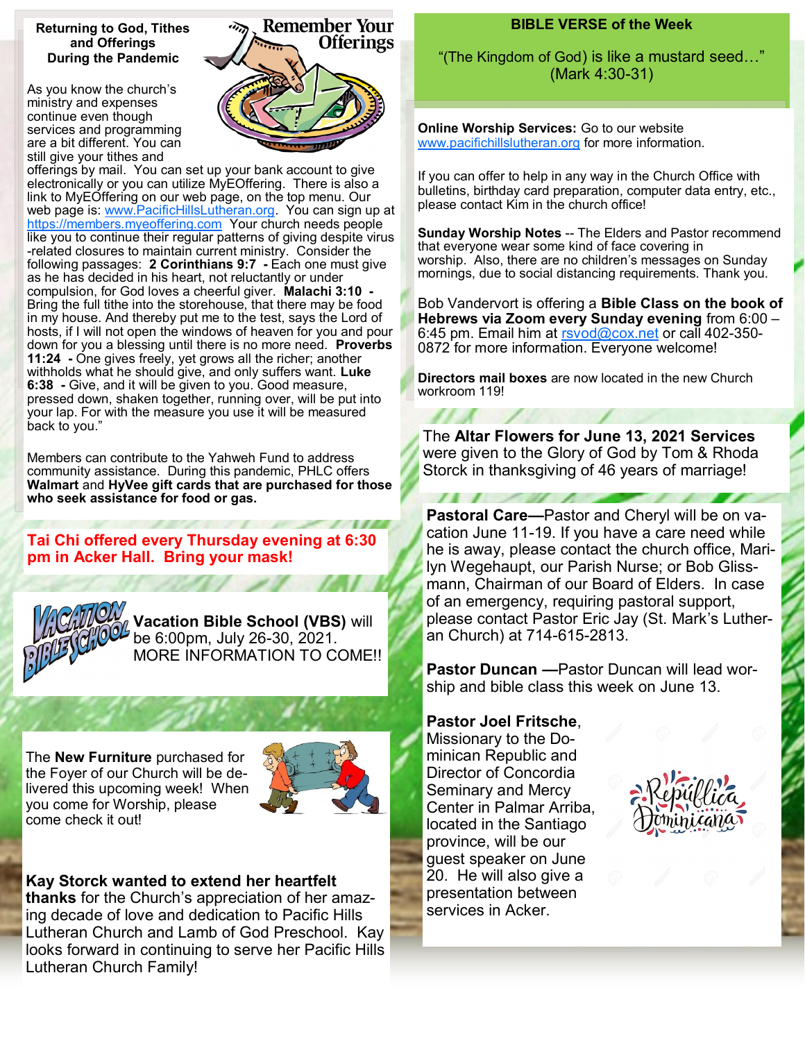**Returning to God, Tithes and Offerings During the Pandemic**

Remember Your Offerings

As you know the church's ministry and expenses continue even though services and programming are a bit different. You can still give your tithes and offerings by mail. You can set up your bank account to give electronically or you can utilize MyEOffering. There is also a link to MyEOffering on our web page, on the top menu. Our web page is: www.PacificHillsLutheran.org. You can sign up at https://members.myeoffering.com Your church needs people like you to continue their regular patterns of giving despite virus -related closures to maintain current ministry. Consider the following passages: **2 Corinthians 9:7** - Each one must give as he has decided in his heart, not reluctantly or under compulsion, for God loves a cheerful giver. **Malachi 3:10** - Bring the full tithe into the storehouse, that there may be food in my house. And thereby put me to the test, says the Lord of hosts, if I will not open the windows of heaven for you and pour down for you a blessing until there is no more need. **Proverbs 11:24** - One gives freely, yet grows all the richer; another withholds what he should give, and only suffers want. **Luke 6:38** - Give, and it will be given to you. Good measure, pressed down, shaken together, running over, will be put into your lap. For with the measure you use it will be measured back to you."

Members can contribute to the Yahweh Fund to address community assistance. During this pandemic, PHLC offers **Walmart** and **HyVee gift cards that are purchased for those who seek assistance for food or gas.**

**Tai Chi offered every Thursday evening at 6:30 pm in Acker Hall. Bring your mask!**

VACATION BIBLE SCHOOL

**Vacation Bible School (VBS)** will be 6:00pm, July 26-30, 2021. MORE INFORMATION TO COME!!

The **New Furniture** purchased for the Foyer of our Church will be delivered this upcoming week! When you come for Worship, please come check it out!

**Kay Storck wanted to extend her heartfelt thanks** for the Church's appreciation of her amazing decade of love and dedication to Pacific Hills Lutheran Church and Lamb of God Preschool. Kay looks forward in continuing to serve her Pacific Hills Lutheran Church Family!

**BIBLE VERSE of the Week**

"(The Kingdom of God) is like a mustard seed…" (Mark 4:30-31)

**Online Worship Services:** Go to our website www.pacifichillslutheran.org for more information.

If you can offer to help in any way in the Church Office with bulletins, birthday card preparation, computer data entry, etc., please contact Kim in the church office!

**Sunday Worship Notes** -- The Elders and Pastor recommend that everyone wear some kind of face covering in worship. Also, there are no children's messages on Sunday mornings, due to social distancing requirements. Thank you.

Bob Vandervort is offering a **Bible Class on the book of Hebrews via Zoom every Sunday evening** from 6:00 – 6:45 pm. Email him at rsvod@cox.net or call 402-350-0872 for more information. Everyone welcome!

**Directors mail boxes** are now located in the new Church workroom 119!

The **Altar Flowers for June 13, 2021 Services** were given to the Glory of God by Tom & Rhoda Storck in thanksgiving of 46 years of marriage!

**Pastoral Care—**Pastor and Cheryl will be on vacation June 11-19. If you have a care need while he is away, please contact the church office, Marilyn Wegehaupt, our Parish Nurse; or Bob Glissmann, Chairman of our Board of Elders. In case of an emergency, requiring pastoral support, please contact Pastor Eric Jay (St. Mark's Lutheran Church) at 714-615-2813.

**Pastor Duncan —**Pastor Duncan will lead worship and bible class this week on June 13.

**Pastor Joel Fritsche**, Missionary to the Dominican Republic and Director of Concordia Seminary and Mercy Center in Palmar Arriba, located in the Santiago province, will be our guest speaker on June 20. He will also give a presentation between services in Acker.

República Dominicana